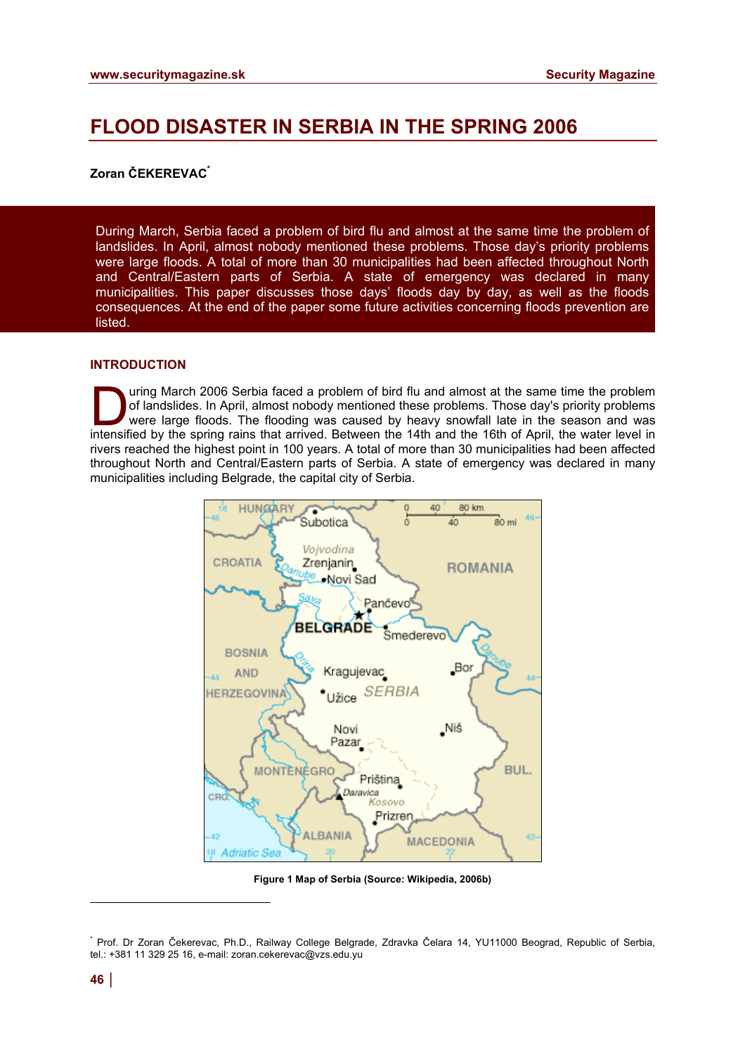# FLOOD DISASTER IN SERBIA IN THE SPRING 2006

**Zoran ČEKEREVAC**[*]

During March, Serbia faced a problem of bird flu and almost at the same time the problem of landslides. In April, almost nobody mentioned these problems. Those day's priority problems were large floods. A total of more than 30 municipalities had been affected throughout North and Central/Eastern parts of Serbia. A state of emergency was declared in many municipalities. This paper discusses those days' floods day by day, as well as the floods consequences. At the end of the paper some future activities concerning floods prevention are listed.

## INTRODUCTION

During March 2006 Serbia faced a problem of bird flu and almost at the same time the problem of landslides. In April, almost nobody mentioned these problems. Those day's priority problems were large floods. The flooding was caused by heavy snowfall late in the season and was intensified by the spring rains that arrived. Between the 14th and the 16th of April, the water level in rivers reached the highest point in 100 years. A total of more than 30 municipalities had been affected throughout North and Central/Eastern parts of Serbia. A state of emergency was declared in many municipalities including Belgrade, the capital city of Serbia.

Figure 1 Map of Serbia (Source: Wikipedia, 2006b)

[*] Prof. Dr Zoran Čekerevac, Ph.D., Railway College Belgrade, Zdravka Čelara 14, YU11000 Beograd, Republic of Serbia, tel.: +381 11 329 25 16, e-mail: zoran.cekerevac@vzs.edu.yu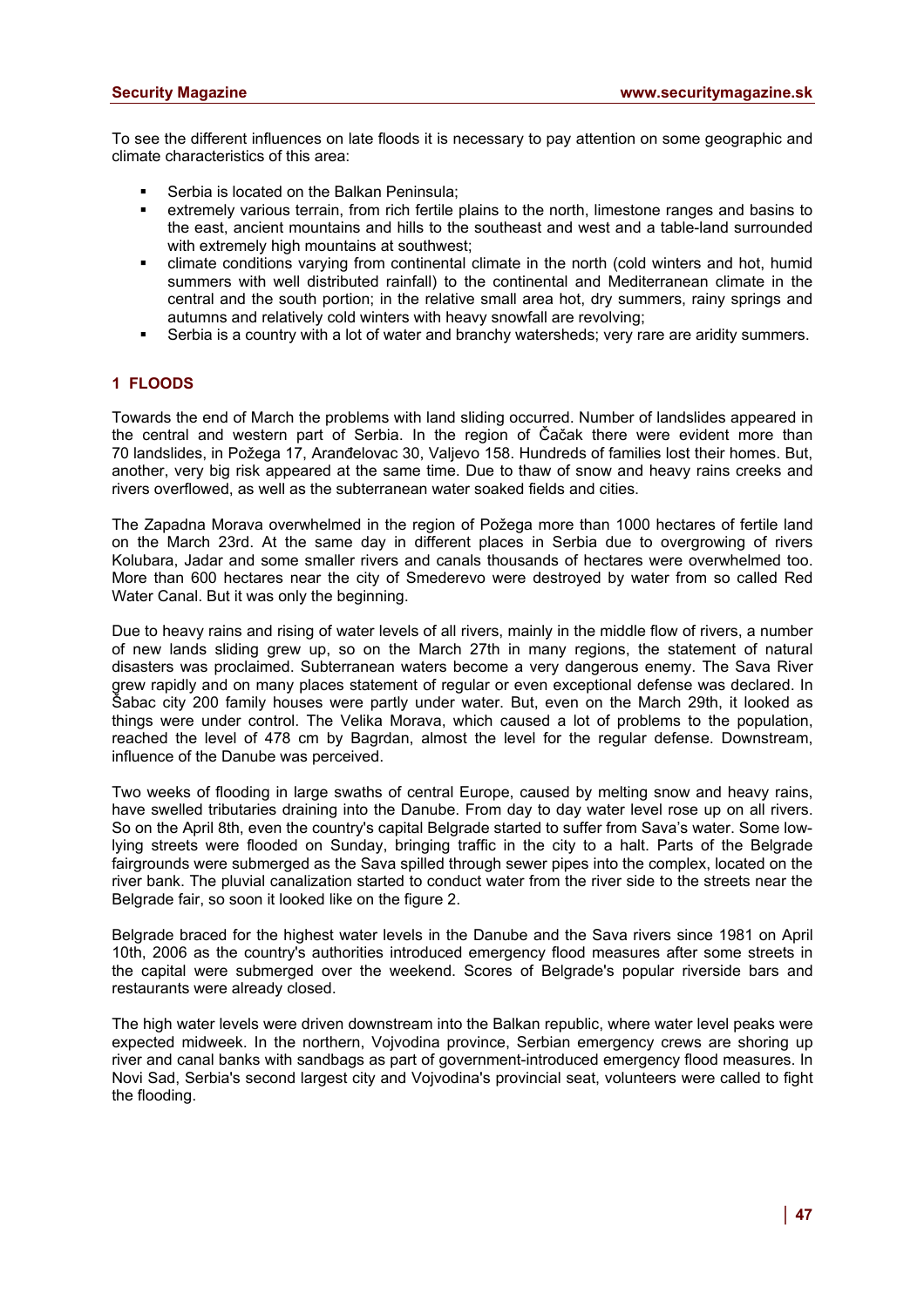To see the different influences on late floods it is necessary to pay attention on some geographic and climate characteristics of this area:

- Serbia is located on the Balkan Peninsula;
- extremely various terrain, from rich fertile plains to the north, limestone ranges and basins to the east, ancient mountains and hills to the southeast and west and a table-land surrounded with extremely high mountains at southwest;
- climate conditions varying from continental climate in the north (cold winters and hot, humid summers with well distributed rainfall) to the continental and Mediterranean climate in the central and the south portion; in the relative small area hot, dry summers, rainy springs and autumns and relatively cold winters with heavy snowfall are revolving;
- Serbia is a country with a lot of water and branchy watersheds; very rare are aridity summers.

## 1 FLOODS

Towards the end of March the problems with land sliding occurred. Number of landslides appeared in the central and western part of Serbia. In the region of Čačak there were evident more than 70 landslides, in Požega 17, Aranđelovac 30, Valjevo 158. Hundreds of families lost their homes. But, another, very big risk appeared at the same time. Due to thaw of snow and heavy rains creeks and rivers overflowed, as well as the subterranean water soaked fields and cities.

The Zapadna Morava overwhelmed in the region of Požega more than 1000 hectares of fertile land on the March 23rd. At the same day in different places in Serbia due to overgrowing of rivers Kolubara, Jadar and some smaller rivers and canals thousands of hectares were overwhelmed too. More than 600 hectares near the city of Smederevo were destroyed by water from so called Red Water Canal. But it was only the beginning.

Due to heavy rains and rising of water levels of all rivers, mainly in the middle flow of rivers, a number of new lands sliding grew up, so on the March 27th in many regions, the statement of natural disasters was proclaimed. Subterranean waters become a very dangerous enemy. The Sava River grew rapidly and on many places statement of regular or even exceptional defense was declared. In Šabac city 200 family houses were partly under water. But, even on the March 29th, it looked as things were under control. The Velika Morava, which caused a lot of problems to the population, reached the level of 478 cm by Bagrdan, almost the level for the regular defense. Downstream, influence of the Danube was perceived.

Two weeks of flooding in large swaths of central Europe, caused by melting snow and heavy rains, have swelled tributaries draining into the Danube. From day to day water level rose up on all rivers. So on the April 8th, even the country's capital Belgrade started to suffer from Sava's water. Some low-lying streets were flooded on Sunday, bringing traffic in the city to a halt. Parts of the Belgrade fairgrounds were submerged as the Sava spilled through sewer pipes into the complex, located on the river bank. The pluvial canalization started to conduct water from the river side to the streets near the Belgrade fair, so soon it looked like on the figure 2.

Belgrade braced for the highest water levels in the Danube and the Sava rivers since 1981 on April 10th, 2006 as the country's authorities introduced emergency flood measures after some streets in the capital were submerged over the weekend. Scores of Belgrade's popular riverside bars and restaurants were already closed.

The high water levels were driven downstream into the Balkan republic, where water level peaks were expected midweek. In the northern, Vojvodina province, Serbian emergency crews are shoring up river and canal banks with sandbags as part of government-introduced emergency flood measures. In Novi Sad, Serbia's second largest city and Vojvodina's provincial seat, volunteers were called to fight the flooding.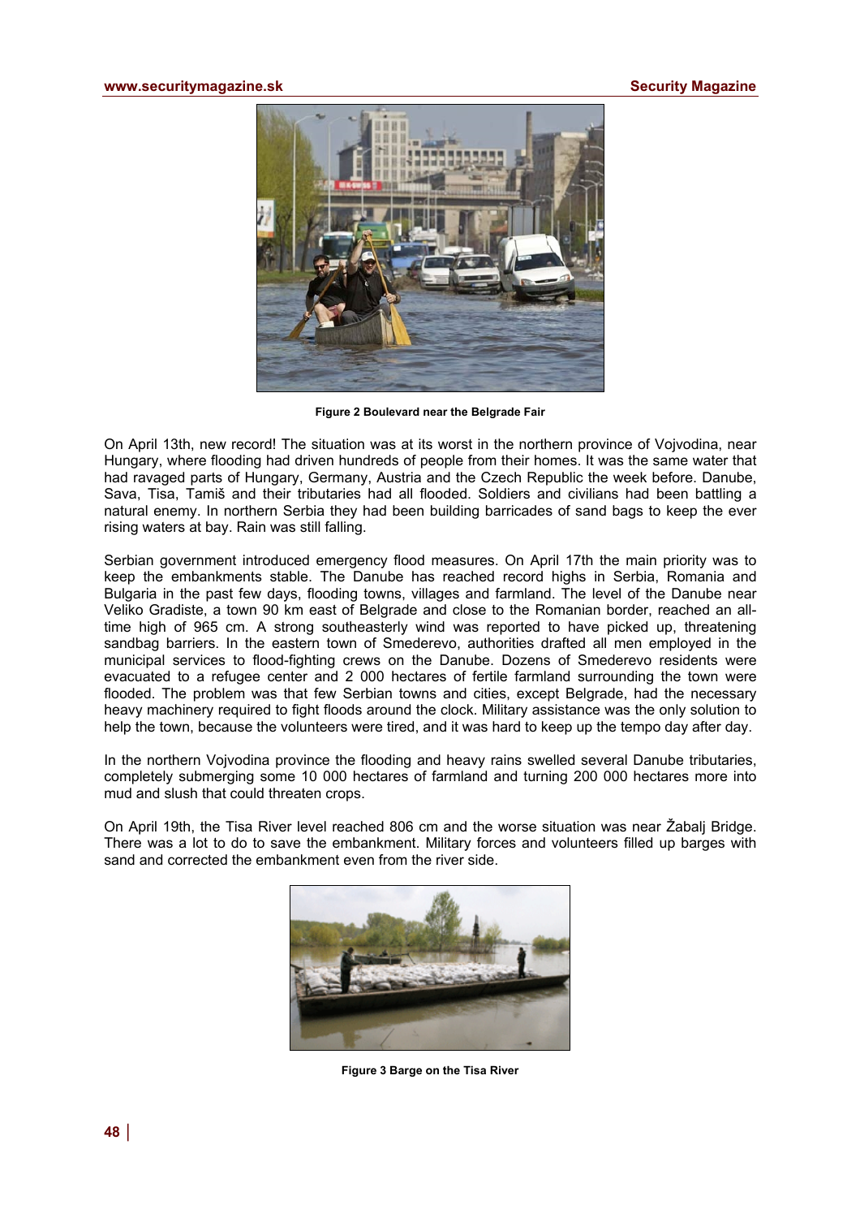Figure 2 Boulevard near the Belgrade Fair

On April 13th, new record! The situation was at its worst in the northern province of Vojvodina, near Hungary, where flooding had driven hundreds of people from their homes. It was the same water that had ravaged parts of Hungary, Germany, Austria and the Czech Republic the week before. Danube, Sava, Tisa, Tamiš and their tributaries had all flooded. Soldiers and civilians had been battling a natural enemy. In northern Serbia they had been building barricades of sand bags to keep the ever rising waters at bay. Rain was still falling.

Serbian government introduced emergency flood measures. On April 17th the main priority was to keep the embankments stable. The Danube has reached record highs in Serbia, Romania and Bulgaria in the past few days, flooding towns, villages and farmland. The level of the Danube near Veliko Gradiste, a town 90 km east of Belgrade and close to the Romanian border, reached an all-time high of 965 cm. A strong southeasterly wind was reported to have picked up, threatening sandbag barriers. In the eastern town of Smederevo, authorities drafted all men employed in the municipal services to flood-fighting crews on the Danube. Dozens of Smederevo residents were evacuated to a refugee center and 2 000 hectares of fertile farmland surrounding the town were flooded. The problem was that few Serbian towns and cities, except Belgrade, had the necessary heavy machinery required to fight floods around the clock. Military assistance was the only solution to help the town, because the volunteers were tired, and it was hard to keep up the tempo day after day.

In the northern Vojvodina province the flooding and heavy rains swelled several Danube tributaries, completely submerging some 10 000 hectares of farmland and turning 200 000 hectares more into mud and slush that could threaten crops.

On April 19th, the Tisa River level reached 806 cm and the worse situation was near Žabalj Bridge. There was a lot to do to save the embankment. Military forces and volunteers filled up barges with sand and corrected the embankment even from the river side.

Figure 3 Barge on the Tisa River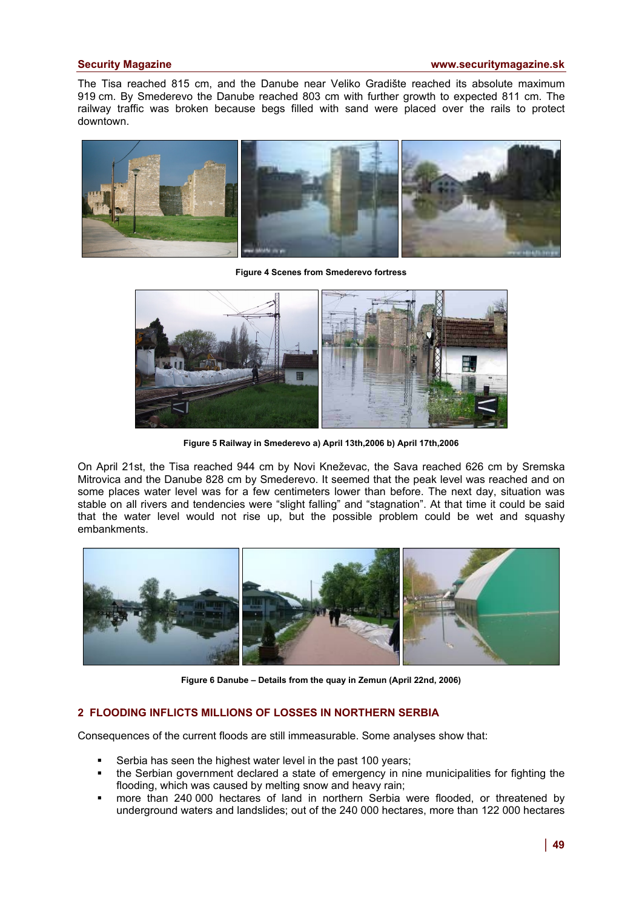The Tisa reached 815 cm, and the Danube near Veliko Gradište reached its absolute maximum 919 cm. By Smederevo the Danube reached 803 cm with further growth to expected 811 cm. The railway traffic was broken because begs filled with sand were placed over the rails to protect downtown.

Figure 4 Scenes from Smederevo fortress

Figure 5 Railway in Smederevo a) April 13th,2006 b) April 17th,2006

On April 21st, the Tisa reached 944 cm by Novi Kneževac, the Sava reached 626 cm by Sremska Mitrovica and the Danube 828 cm by Smederevo. It seemed that the peak level was reached and on some places water level was for a few centimeters lower than before. The next day, situation was stable on all rivers and tendencies were "slight falling" and "stagnation". At that time it could be said that the water level would not rise up, but the possible problem could be wet and squashy embankments.

Figure 6 Danube – Details from the quay in Zemun (April 22nd, 2006)

## 2 FLOODING INFLICTS MILLIONS OF LOSSES IN NORTHERN SERBIA

Consequences of the current floods are still immeasurable. Some analyses show that:

- Serbia has seen the highest water level in the past 100 years;
- the Serbian government declared a state of emergency in nine municipalities for fighting the flooding, which was caused by melting snow and heavy rain;
- more than 240 000 hectares of land in northern Serbia were flooded, or threatened by underground waters and landslides; out of the 240 000 hectares, more than 122 000 hectares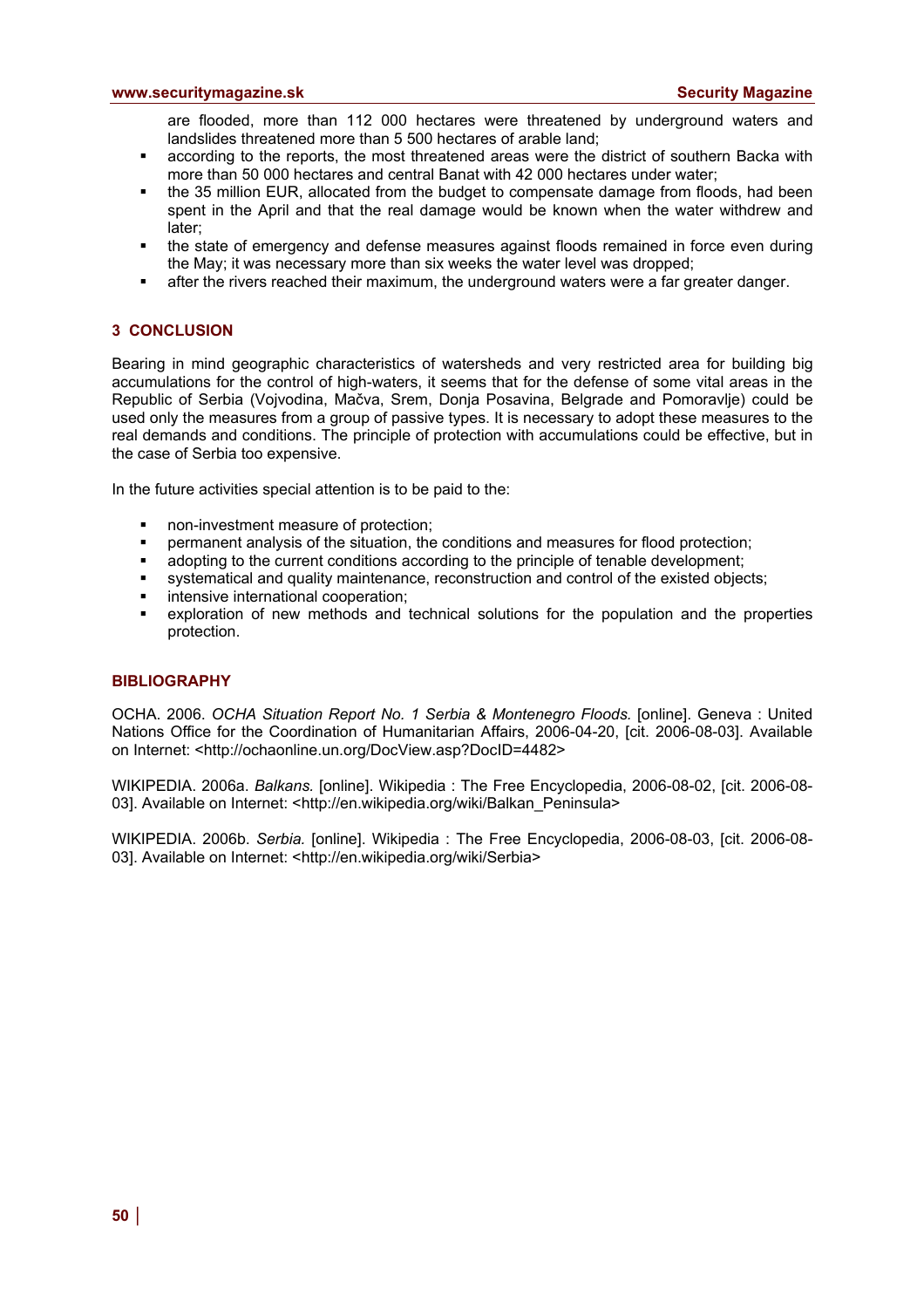are flooded, more than 112 000 hectares were threatened by underground waters and landslides threatened more than 5 500 hectares of arable land;

- according to the reports, the most threatened areas were the district of southern Backa with more than 50 000 hectares and central Banat with 42 000 hectares under water;
- the 35 million EUR, allocated from the budget to compensate damage from floods, had been spent in the April and that the real damage would be known when the water withdrew and later;
- the state of emergency and defense measures against floods remained in force even during the May; it was necessary more than six weeks the water level was dropped;
- after the rivers reached their maximum, the underground waters were a far greater danger.

## 3 CONCLUSION

Bearing in mind geographic characteristics of watersheds and very restricted area for building big accumulations for the control of high-waters, it seems that for the defense of some vital areas in the Republic of Serbia (Vojvodina, Mačva, Srem, Donja Posavina, Belgrade and Pomoravlje) could be used only the measures from a group of passive types. It is necessary to adopt these measures to the real demands and conditions. The principle of protection with accumulations could be effective, but in the case of Serbia too expensive.

In the future activities special attention is to be paid to the:

- non-investment measure of protection;
- permanent analysis of the situation, the conditions and measures for flood protection;
- adopting to the current conditions according to the principle of tenable development;
- systematical and quality maintenance, reconstruction and control of the existed objects;
- intensive international cooperation;
- exploration of new methods and technical solutions for the population and the properties protection.

## BIBLIOGRAPHY

OCHA. 2006. *OCHA Situation Report No. 1 Serbia & Montenegro Floods.* [online]. Geneva : United Nations Office for the Coordination of Humanitarian Affairs, 2006-04-20, [cit. 2006-08-03]. Available on Internet: <http://ochaonline.un.org/DocView.asp?DocID=4482>

WIKIPEDIA. 2006a. *Balkans.* [online]. Wikipedia : The Free Encyclopedia, 2006-08-02, [cit. 2006-08-03]. Available on Internet: <http://en.wikipedia.org/wiki/Balkan_Peninsula>

WIKIPEDIA. 2006b. *Serbia.* [online]. Wikipedia : The Free Encyclopedia, 2006-08-03, [cit. 2006-08-03]. Available on Internet: <http://en.wikipedia.org/wiki/Serbia>